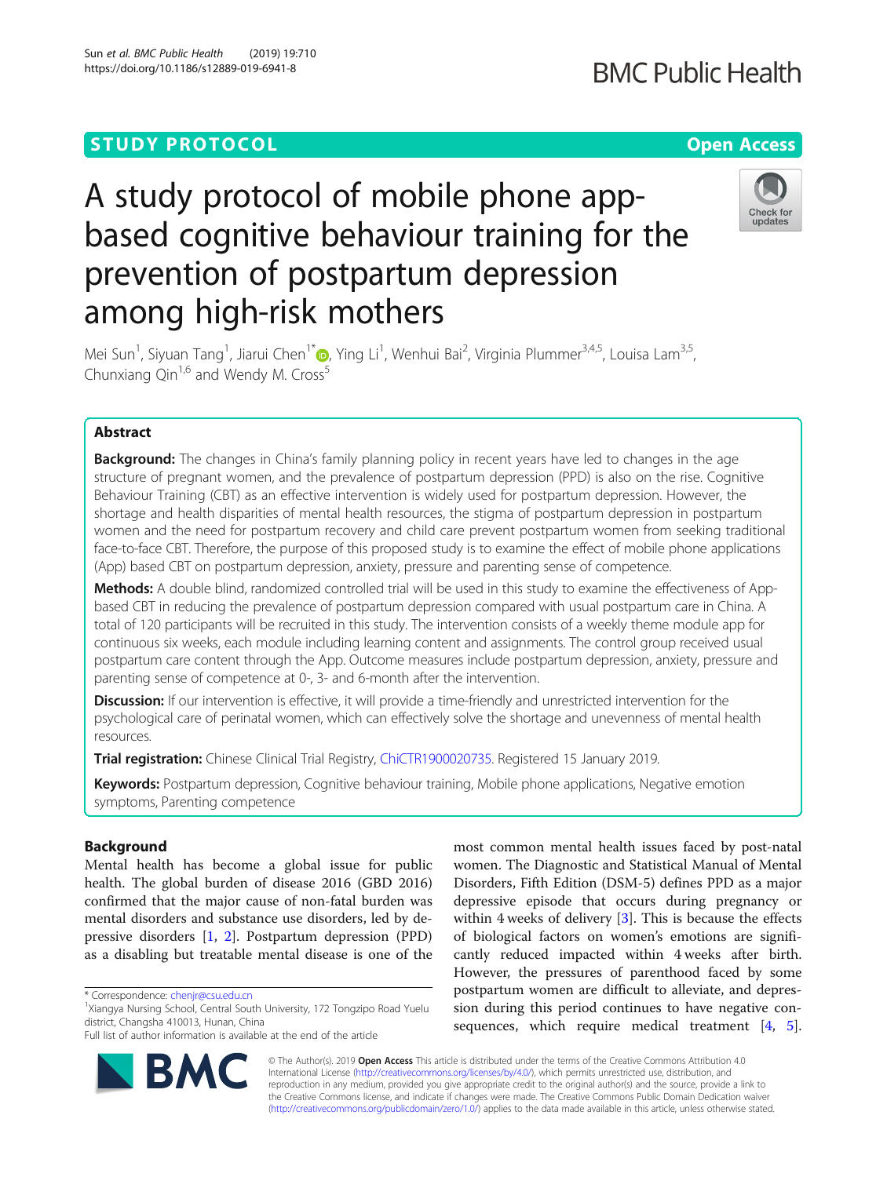STUDY PROTOCOL

Open Access

# A study protocol of mobile phone app-based cognitive behaviour training for the prevention of postpartum depression among high-risk mothers

Mei Sun[1], Siyuan Tang[1], Jiarui Chen[1*], Ying Li[1], Wenhui Bai[2], Virginia Plummer[3,4,5], Louisa Lam[3,5], Chunxiang Qin[1,6] and Wendy M. Cross[5]

## Abstract

**Background:** The changes in China's family planning policy in recent years have led to changes in the age structure of pregnant women, and the prevalence of postpartum depression (PPD) is also on the rise. Cognitive Behaviour Training (CBT) as an effective intervention is widely used for postpartum depression. However, the shortage and health disparities of mental health resources, the stigma of postpartum depression in postpartum women and the need for postpartum recovery and child care prevent postpartum women from seeking traditional face-to-face CBT. Therefore, the purpose of this proposed study is to examine the effect of mobile phone applications (App) based CBT on postpartum depression, anxiety, pressure and parenting sense of competence.

**Methods:** A double blind, randomized controlled trial will be used in this study to examine the effectiveness of App-based CBT in reducing the prevalence of postpartum depression compared with usual postpartum care in China. A total of 120 participants will be recruited in this study. The intervention consists of a weekly theme module app for continuous six weeks, each module including learning content and assignments. The control group received usual postpartum care content through the App. Outcome measures include postpartum depression, anxiety, pressure and parenting sense of competence at 0-, 3- and 6-month after the intervention.

**Discussion:** If our intervention is effective, it will provide a time-friendly and unrestricted intervention for the psychological care of perinatal women, which can effectively solve the shortage and unevenness of mental health resources.

**Trial registration:** Chinese Clinical Trial Registry, ChiCTR1900020735. Registered 15 January 2019.

**Keywords:** Postpartum depression, Cognitive behaviour training, Mobile phone applications, Negative emotion symptoms, Parenting competence

## Background

Mental health has become a global issue for public health. The global burden of disease 2016 (GBD 2016) confirmed that the major cause of non-fatal burden was mental disorders and substance use disorders, led by depressive disorders [1, 2]. Postpartum depression (PPD) as a disabling but treatable mental disease is one of the most common mental health issues faced by post-natal women. The Diagnostic and Statistical Manual of Mental Disorders, Fifth Edition (DSM-5) defines PPD as a major depressive episode that occurs during pregnancy or within 4 weeks of delivery [3]. This is because the effects of biological factors on women's emotions are significantly reduced impacted within 4 weeks after birth. However, the pressures of parenthood faced by some postpartum women are difficult to alleviate, and depression during this period continues to have negative consequences, which require medical treatment [4, 5].

* Correspondence: chenjr@csu.edu.cn
[1]Xiangya Nursing School, Central South University, 172 Tongzipo Road Yuelu district, Changsha 410013, Hunan, China
Full list of author information is available at the end of the article

© The Author(s). 2019 **Open Access** This article is distributed under the terms of the Creative Commons Attribution 4.0 International License (http://creativecommons.org/licenses/by/4.0/), which permits unrestricted use, distribution, and reproduction in any medium, provided you give appropriate credit to the original author(s) and the source, provide a link to the Creative Commons license, and indicate if changes were made. The Creative Commons Public Domain Dedication waiver (http://creativecommons.org/publicdomain/zero/1.0/) applies to the data made available in this article, unless otherwise stated.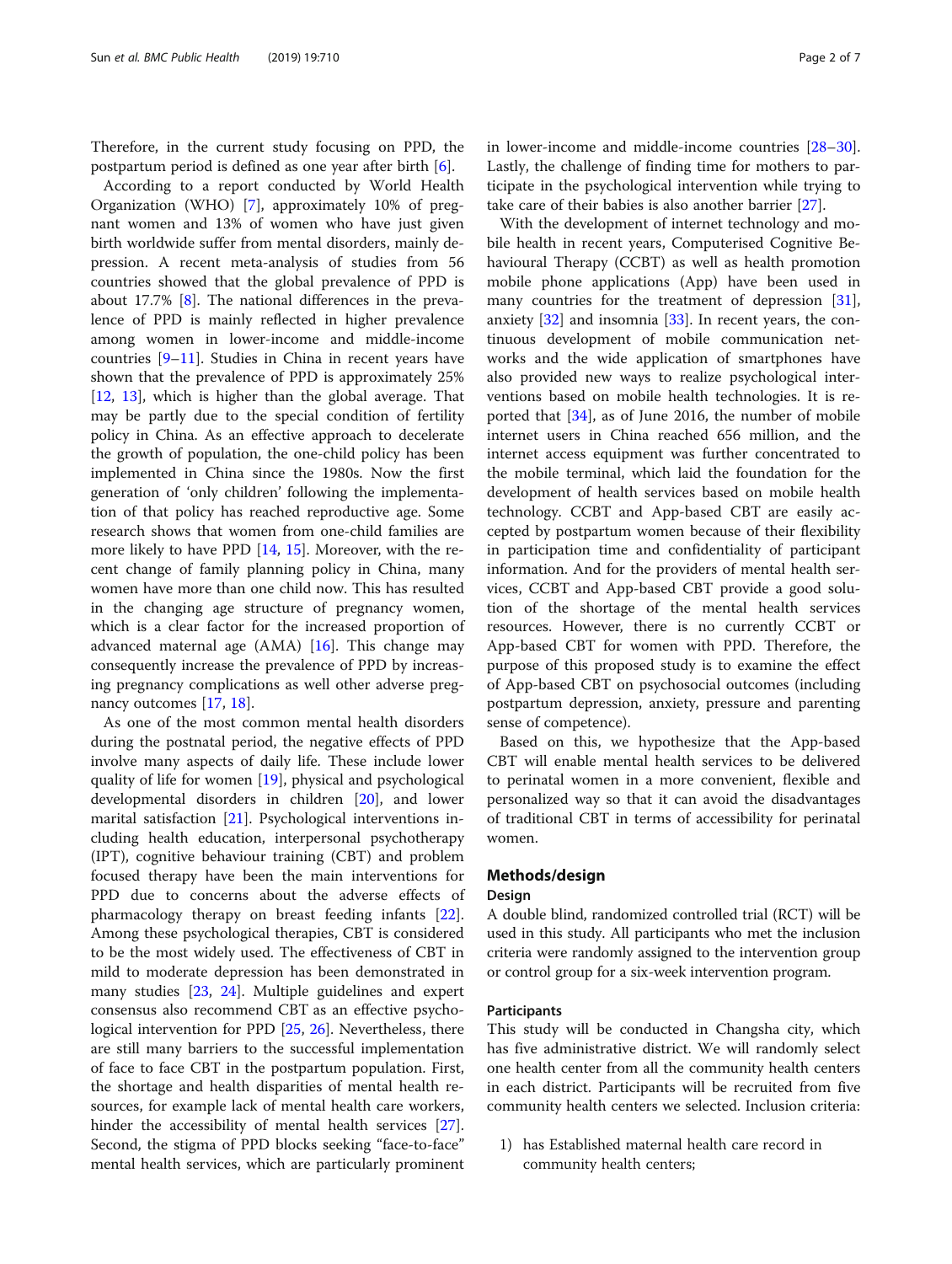Therefore, in the current study focusing on PPD, the postpartum period is defined as one year after birth [6].

According to a report conducted by World Health Organization (WHO) [7], approximately 10% of pregnant women and 13% of women who have just given birth worldwide suffer from mental disorders, mainly depression. A recent meta-analysis of studies from 56 countries showed that the global prevalence of PPD is about 17.7% [8]. The national differences in the prevalence of PPD is mainly reflected in higher prevalence among women in lower-income and middle-income countries [9–11]. Studies in China in recent years have shown that the prevalence of PPD is approximately 25% [12, 13], which is higher than the global average. That may be partly due to the special condition of fertility policy in China. As an effective approach to decelerate the growth of population, the one-child policy has been implemented in China since the 1980s. Now the first generation of 'only children' following the implementation of that policy has reached reproductive age. Some research shows that women from one-child families are more likely to have PPD [14, 15]. Moreover, with the recent change of family planning policy in China, many women have more than one child now. This has resulted in the changing age structure of pregnancy women, which is a clear factor for the increased proportion of advanced maternal age (AMA) [16]. This change may consequently increase the prevalence of PPD by increasing pregnancy complications as well other adverse pregnancy outcomes [17, 18].

As one of the most common mental health disorders during the postnatal period, the negative effects of PPD involve many aspects of daily life. These include lower quality of life for women [19], physical and psychological developmental disorders in children [20], and lower marital satisfaction [21]. Psychological interventions including health education, interpersonal psychotherapy (IPT), cognitive behaviour training (CBT) and problem focused therapy have been the main interventions for PPD due to concerns about the adverse effects of pharmacology therapy on breast feeding infants [22]. Among these psychological therapies, CBT is considered to be the most widely used. The effectiveness of CBT in mild to moderate depression has been demonstrated in many studies [23, 24]. Multiple guidelines and expert consensus also recommend CBT as an effective psychological intervention for PPD [25, 26]. Nevertheless, there are still many barriers to the successful implementation of face to face CBT in the postpartum population. First, the shortage and health disparities of mental health resources, for example lack of mental health care workers, hinder the accessibility of mental health services [27]. Second, the stigma of PPD blocks seeking "face-to-face" mental health services, which are particularly prominent in lower-income and middle-income countries [28–30]. Lastly, the challenge of finding time for mothers to participate in the psychological intervention while trying to take care of their babies is also another barrier [27].

With the development of internet technology and mobile health in recent years, Computerised Cognitive Behavioural Therapy (CCBT) as well as health promotion mobile phone applications (App) have been used in many countries for the treatment of depression [31], anxiety [32] and insomnia [33]. In recent years, the continuous development of mobile communication networks and the wide application of smartphones have also provided new ways to realize psychological interventions based on mobile health technologies. It is reported that [34], as of June 2016, the number of mobile internet users in China reached 656 million, and the internet access equipment was further concentrated to the mobile terminal, which laid the foundation for the development of health services based on mobile health technology. CCBT and App-based CBT are easily accepted by postpartum women because of their flexibility in participation time and confidentiality of participant information. And for the providers of mental health services, CCBT and App-based CBT provide a good solution of the shortage of the mental health services resources. However, there is no currently CCBT or App-based CBT for women with PPD. Therefore, the purpose of this proposed study is to examine the effect of App-based CBT on psychosocial outcomes (including postpartum depression, anxiety, pressure and parenting sense of competence).

Based on this, we hypothesize that the App-based CBT will enable mental health services to be delivered to perinatal women in a more convenient, flexible and personalized way so that it can avoid the disadvantages of traditional CBT in terms of accessibility for perinatal women.

## Methods/design

### Design

A double blind, randomized controlled trial (RCT) will be used in this study. All participants who met the inclusion criteria were randomly assigned to the intervention group or control group for a six-week intervention program.

### Participants

This study will be conducted in Changsha city, which has five administrative district. We will randomly select one health center from all the community health centers in each district. Participants will be recruited from five community health centers we selected. Inclusion criteria:

1) has Established maternal health care record in community health centers;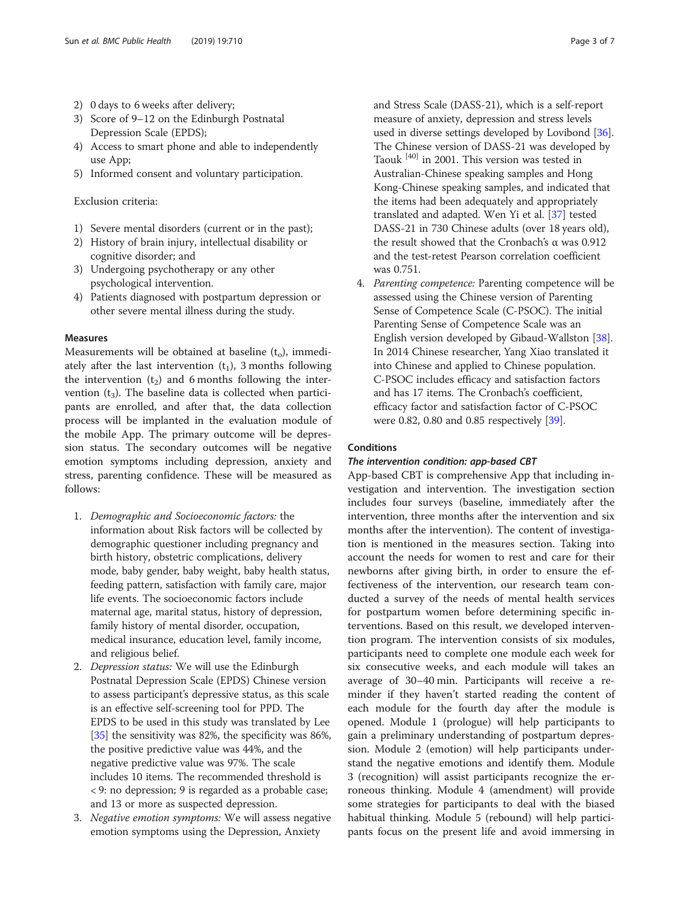2) 0 days to 6 weeks after delivery;
3) Score of 9–12 on the Edinburgh Postnatal Depression Scale (EPDS);
4) Access to smart phone and able to independently use App;
5) Informed consent and voluntary participation.

Exclusion criteria:

1) Severe mental disorders (current or in the past);
2) History of brain injury, intellectual disability or cognitive disorder; and
3) Undergoing psychotherapy or any other psychological intervention.
4) Patients diagnosed with postpartum depression or other severe mental illness during the study.

### Measures

Measurements will be obtained at baseline ($t_o$), immediately after the last intervention ($t_1$), 3 months following the intervention ($t_2$) and 6 months following the intervention ($t_3$). The baseline data is collected when participants are enrolled, and after that, the data collection process will be implanted in the evaluation module of the mobile App. The primary outcome will be depression status. The secondary outcomes will be negative emotion symptoms including depression, anxiety and stress, parenting confidence. These will be measured as follows:

1. *Demographic and Socioeconomic factors:* the information about Risk factors will be collected by demographic questioner including pregnancy and birth history, obstetric complications, delivery mode, baby gender, baby weight, baby health status, feeding pattern, satisfaction with family care, major life events. The socioeconomic factors include maternal age, marital status, history of depression, family history of mental disorder, occupation, medical insurance, education level, family income, and religious belief.
2. *Depression status:* We will use the Edinburgh Postnatal Depression Scale (EPDS) Chinese version to assess participant's depressive status, as this scale is an effective self-screening tool for PPD. The EPDS to be used in this study was translated by Lee [35] the sensitivity was 82%, the specificity was 86%, the positive predictive value was 44%, and the negative predictive value was 97%. The scale includes 10 items. The recommended threshold is < 9: no depression; 9 is regarded as a probable case; and 13 or more as suspected depression.
3. *Negative emotion symptoms:* We will assess negative emotion symptoms using the Depression, Anxiety and Stress Scale (DASS-21), which is a self-report measure of anxiety, depression and stress levels used in diverse settings developed by Lovibond [36]. The Chinese version of DASS-21 was developed by Taouk [40] in 2001. This version was tested in Australian-Chinese speaking samples and Hong Kong-Chinese speaking samples, and indicated that the items had been adequately and appropriately translated and adapted. Wen Yi et al. [37] tested DASS-21 in 730 Chinese adults (over 18 years old), the result showed that the Cronbach's α was 0.912 and the test-retest Pearson correlation coefficient was 0.751.
4. *Parenting competence:* Parenting competence will be assessed using the Chinese version of Parenting Sense of Competence Scale (C-PSOC). The initial Parenting Sense of Competence Scale was an English version developed by Gibaud-Wallston [38]. In 2014 Chinese researcher, Yang Xiao translated it into Chinese and applied to Chinese population. C-PSOC includes efficacy and satisfaction factors and has 17 items. The Cronbach's coefficient, efficacy factor and satisfaction factor of C-PSOC were 0.82, 0.80 and 0.85 respectively [39].

### Conditions

#### *The intervention condition: app-based CBT*

App-based CBT is comprehensive App that including investigation and intervention. The investigation section includes four surveys (baseline, immediately after the intervention, three months after the intervention and six months after the intervention). The content of investigation is mentioned in the measures section. Taking into account the needs for women to rest and care for their newborns after giving birth, in order to ensure the effectiveness of the intervention, our research team conducted a survey of the needs of mental health services for postpartum women before determining specific interventions. Based on this result, we developed intervention program. The intervention consists of six modules, participants need to complete one module each week for six consecutive weeks, and each module will takes an average of 30–40 min. Participants will receive a reminder if they haven't started reading the content of each module for the fourth day after the module is opened. Module 1 (prologue) will help participants to gain a preliminary understanding of postpartum depression. Module 2 (emotion) will help participants understand the negative emotions and identify them. Module 3 (recognition) will assist participants recognize the erroneous thinking. Module 4 (amendment) will provide some strategies for participants to deal with the biased habitual thinking. Module 5 (rebound) will help participants focus on the present life and avoid immersing in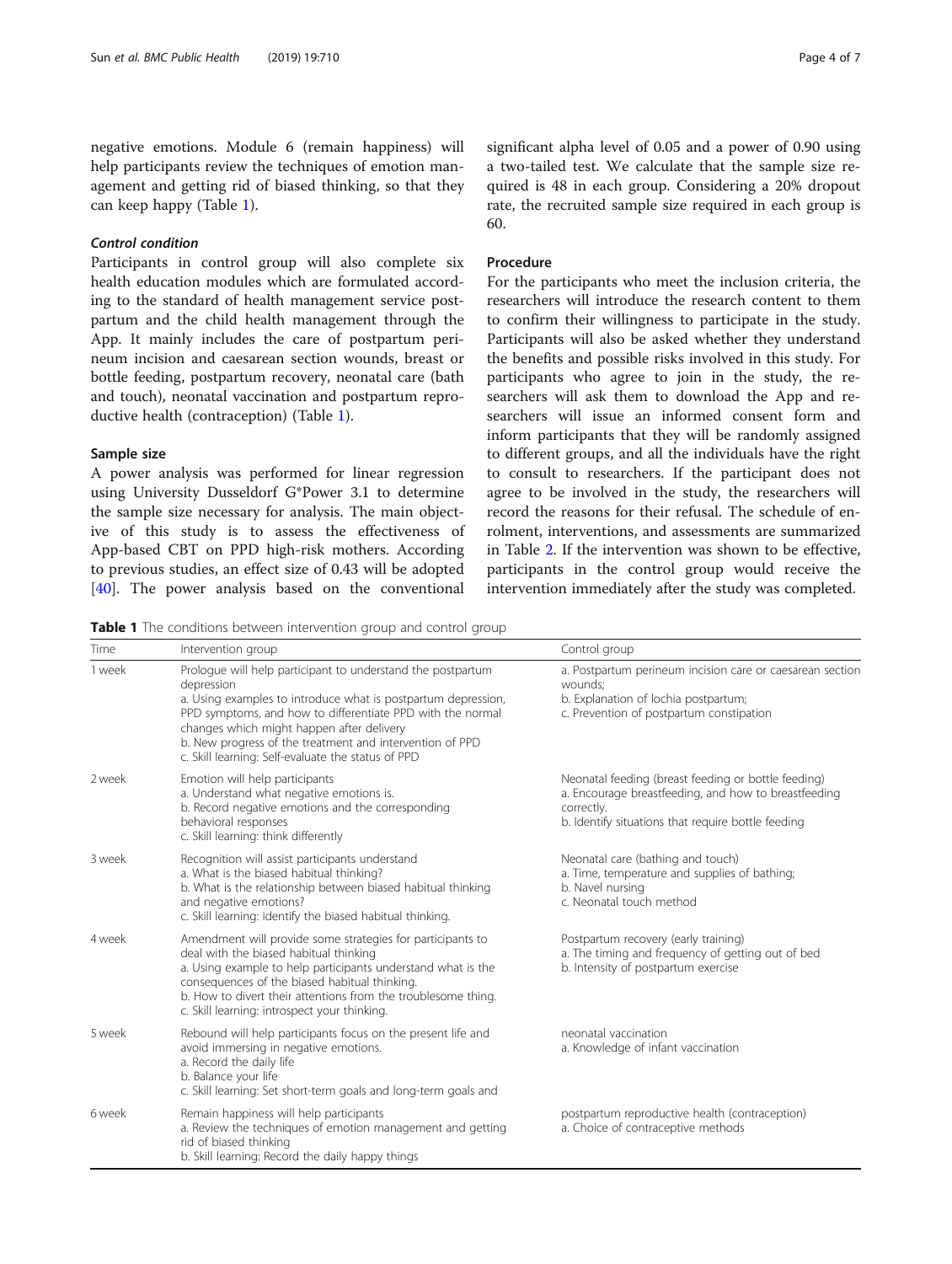negative emotions. Module 6 (remain happiness) will help participants review the techniques of emotion management and getting rid of biased thinking, so that they can keep happy (Table 1).

#### *Control condition*

Participants in control group will also complete six health education modules which are formulated according to the standard of health management service postpartum and the child health management through the App. It mainly includes the care of postpartum perineum incision and caesarean section wounds, breast or bottle feeding, postpartum recovery, neonatal care (bath and touch), neonatal vaccination and postpartum reproductive health (contraception) (Table 1).

### Sample size

A power analysis was performed for linear regression using University Dusseldorf G*Power 3.1 to determine the sample size necessary for analysis. The main objective of this study is to assess the effectiveness of App-based CBT on PPD high-risk mothers. According to previous studies, an effect size of 0.43 will be adopted [40]. The power analysis based on the conventional significant alpha level of 0.05 and a power of 0.90 using a two-tailed test. We calculate that the sample size required is 48 in each group. Considering a 20% dropout rate, the recruited sample size required in each group is 60.

### Procedure

For the participants who meet the inclusion criteria, the researchers will introduce the research content to them to confirm their willingness to participate in the study. Participants will also be asked whether they understand the benefits and possible risks involved in this study. For participants who agree to join in the study, the researchers will ask them to download the App and researchers will issue an informed consent form and inform participants that they will be randomly assigned to different groups, and all the individuals have the right to consult to researchers. If the participant does not agree to be involved in the study, the researchers will record the reasons for their refusal. The schedule of enrolment, interventions, and assessments are summarized in Table 2. If the intervention was shown to be effective, participants in the control group would receive the intervention immediately after the study was completed.

**Table 1** The conditions between intervention group and control group

| Time | Intervention group | Control group |
|---|---|---|
| 1 week | Prologue will help participant to understand the postpartum depression<br>a. Using examples to introduce what is postpartum depression, PPD symptoms, and how to differentiate PPD with the normal changes which might happen after delivery<br>b. New progress of the treatment and intervention of PPD<br>c. Skill learning: Self-evaluate the status of PPD | a. Postpartum perineum incision care or caesarean section wounds;<br>b. Explanation of lochia postpartum;<br>c. Prevention of postpartum constipation |
| 2 week | Emotion will help participants<br>a. Understand what negative emotions is.<br>b. Record negative emotions and the corresponding behavioral responses<br>c. Skill learning: think differently | Neonatal feeding (breast feeding or bottle feeding)<br>a. Encourage breastfeeding, and how to breastfeeding correctly.<br>b. Identify situations that require bottle feeding |
| 3 week | Recognition will assist participants understand<br>a. What is the biased habitual thinking?<br>b. What is the relationship between biased habitual thinking and negative emotions?<br>c. Skill learning: identify the biased habitual thinking. | Neonatal care (bathing and touch)<br>a. Time, temperature and supplies of bathing;<br>b. Navel nursing<br>c. Neonatal touch method |
| 4 week | Amendment will provide some strategies for participants to deal with the biased habitual thinking<br>a. Using example to help participants understand what is the consequences of the biased habitual thinking.<br>b. How to divert their attentions from the troublesome thing.<br>c. Skill learning: introspect your thinking. | Postpartum recovery (early training)<br>a. The timing and frequency of getting out of bed<br>b. Intensity of postpartum exercise |
| 5 week | Rebound will help participants focus on the present life and avoid immersing in negative emotions.<br>a. Record the daily life<br>b. Balance your life<br>c. Skill learning: Set short-term goals and long-term goals and | neonatal vaccination<br>a. Knowledge of infant vaccination |
| 6 week | Remain happiness will help participants<br>a. Review the techniques of emotion management and getting rid of biased thinking<br>b. Skill learning: Record the daily happy things | postpartum reproductive health (contraception)<br>a. Choice of contraceptive methods |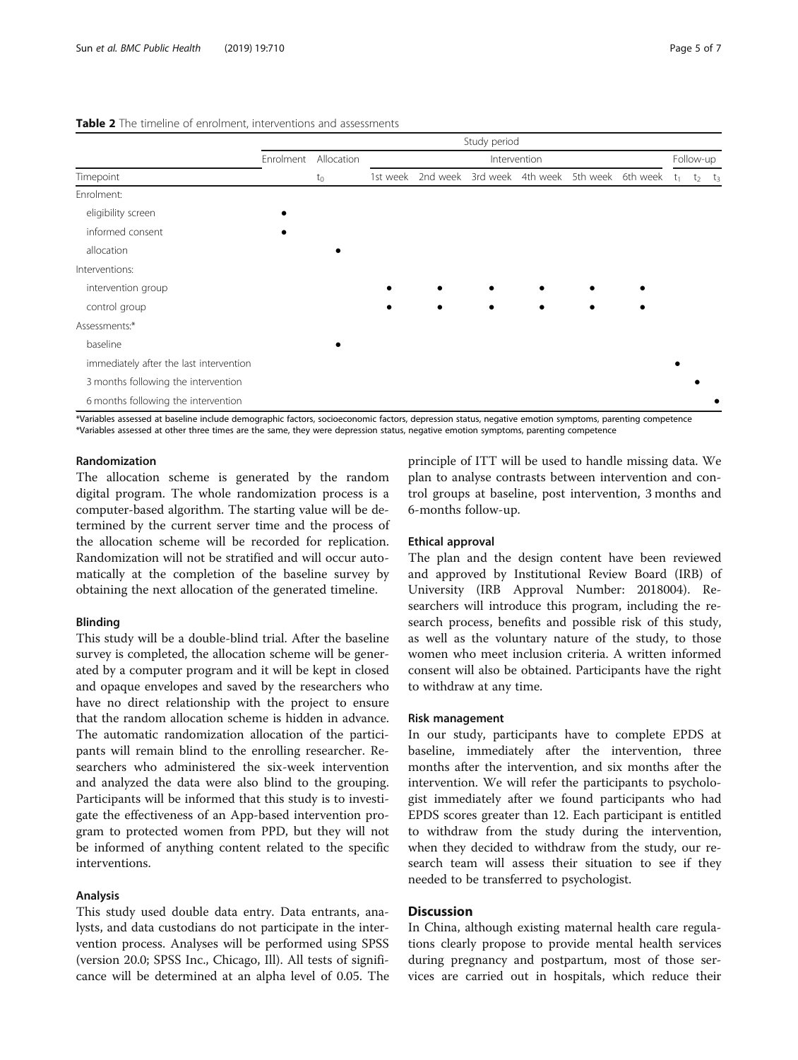**Table 2** The timeline of enrolment, interventions and assessments

| | Study period | | | | | | | | | | |
|---|---|---|---|---|---|---|---|---|---|---|---|
| | Enrolment | Allocation | Intervention | | | | | | Follow-up | | |
| Timepoint | | $t_0$ | 1st week | 2nd week | 3rd week | 4th week | 5th week | 6th week | $t_1$ | $t_2$ | $t_3$ |
| Enrolment: | | | | | | | | | | | |
| eligibility screen | • | | | | | | | | | | |
| informed consent | • | | | | | | | | | | |
| allocation | | • | | | | | | | | | |
| Interventions: | | | | | | | | | | | |
| intervention group | | | • | • | • | • | • | • | | | |
| control group | | | • | • | • | • | • | • | | | |
| Assessments:* | | | | | | | | | | | |
| baseline | | • | | | | | | | | | |
| immediately after the last intervention | | | | | | | | | • | | |
| 3 months following the intervention | | | | | | | | | | • | |
| 6 months following the intervention | | | | | | | | | | | • |

*Variables assessed at baseline include demographic factors, socioeconomic factors, depression status, negative emotion symptoms, parenting competence
*Variables assessed at other three times are the same, they were depression status, negative emotion symptoms, parenting competence

### Randomization

The allocation scheme is generated by the random digital program. The whole randomization process is a computer-based algorithm. The starting value will be determined by the current server time and the process of the allocation scheme will be recorded for replication. Randomization will not be stratified and will occur automatically at the completion of the baseline survey by obtaining the next allocation of the generated timeline.

### Blinding

This study will be a double-blind trial. After the baseline survey is completed, the allocation scheme will be generated by a computer program and it will be kept in closed and opaque envelopes and saved by the researchers who have no direct relationship with the project to ensure that the random allocation scheme is hidden in advance. The automatic randomization allocation of the participants will remain blind to the enrolling researcher. Researchers who administered the six-week intervention and analyzed the data were also blind to the grouping. Participants will be informed that this study is to investigate the effectiveness of an App-based intervention program to protected women from PPD, but they will not be informed of anything content related to the specific interventions.

### Analysis

This study used double data entry. Data entrants, analysts, and data custodians do not participate in the intervention process. Analyses will be performed using SPSS (version 20.0; SPSS Inc., Chicago, Ill). All tests of significance will be determined at an alpha level of 0.05. The principle of ITT will be used to handle missing data. We plan to analyse contrasts between intervention and control groups at baseline, post intervention, 3 months and 6-months follow-up.

### Ethical approval

The plan and the design content have been reviewed and approved by Institutional Review Board (IRB) of University (IRB Approval Number: 2018004). Researchers will introduce this program, including the research process, benefits and possible risk of this study, as well as the voluntary nature of the study, to those women who meet inclusion criteria. A written informed consent will also be obtained. Participants have the right to withdraw at any time.

### Risk management

In our study, participants have to complete EPDS at baseline, immediately after the intervention, three months after the intervention, and six months after the intervention. We will refer the participants to psychologist immediately after we found participants who had EPDS scores greater than 12. Each participant is entitled to withdraw from the study during the intervention, when they decided to withdraw from the study, our research team will assess their situation to see if they needed to be transferred to psychologist.

## Discussion

In China, although existing maternal health care regulations clearly propose to provide mental health services during pregnancy and postpartum, most of those services are carried out in hospitals, which reduce their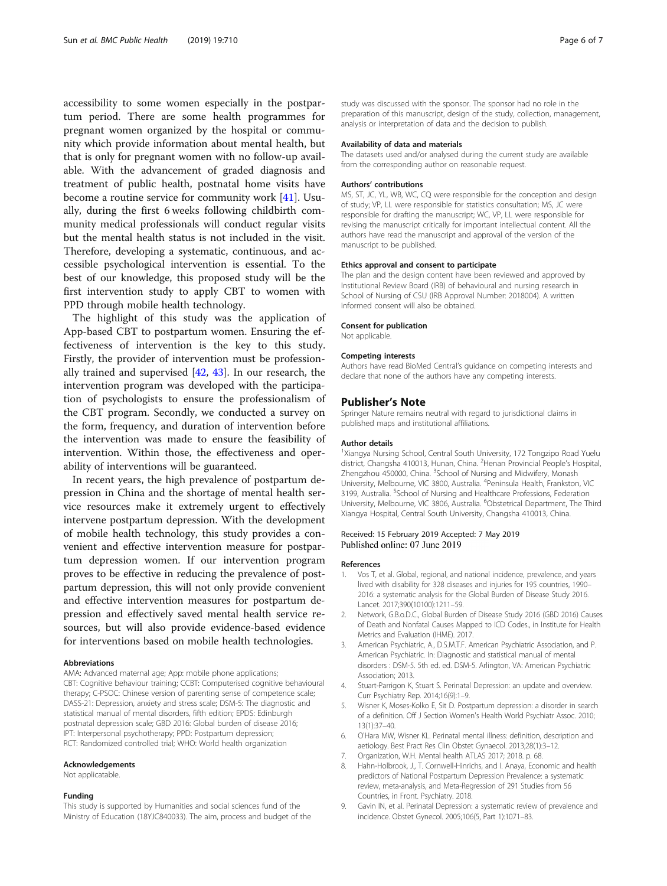accessibility to some women especially in the postpartum period. There are some health programmes for pregnant women organized by the hospital or community which provide information about mental health, but that is only for pregnant women with no follow-up available. With the advancement of graded diagnosis and treatment of public health, postnatal home visits have become a routine service for community work [41]. Usually, during the first 6 weeks following childbirth community medical professionals will conduct regular visits but the mental health status is not included in the visit. Therefore, developing a systematic, continuous, and accessible psychological intervention is essential. To the best of our knowledge, this proposed study will be the first intervention study to apply CBT to women with PPD through mobile health technology.

The highlight of this study was the application of App-based CBT to postpartum women. Ensuring the effectiveness of intervention is the key to this study. Firstly, the provider of intervention must be professionally trained and supervised [42, 43]. In our research, the intervention program was developed with the participation of psychologists to ensure the professionalism of the CBT program. Secondly, we conducted a survey on the form, frequency, and duration of intervention before the intervention was made to ensure the feasibility of intervention. Within those, the effectiveness and operability of interventions will be guaranteed.

In recent years, the high prevalence of postpartum depression in China and the shortage of mental health service resources make it extremely urgent to effectively intervene postpartum depression. With the development of mobile health technology, this study provides a convenient and effective intervention measure for postpartum depression women. If our intervention program proves to be effective in reducing the prevalence of postpartum depression, this will not only provide convenient and effective intervention measures for postpartum depression and effectively saved mental health service resources, but will also provide evidence-based evidence for interventions based on mobile health technologies.

#### Abbreviations

AMA: Advanced maternal age; App: mobile phone applications; CBT: Cognitive behaviour training; CCBT: Computerised cognitive behavioural therapy; C-PSOC: Chinese version of parenting sense of competence scale; DASS-21: Depression, anxiety and stress scale; DSM-5: The diagnostic and statistical manual of mental disorders, fifth edition; EPDS: Edinburgh postnatal depression scale; GBD 2016: Global burden of disease 2016; IPT: Interpersonal psychotherapy; PPD: Postpartum depression; RCT: Randomized controlled trial; WHO: World health organization

#### Acknowledgements

Not applicatable.

#### Funding

This study is supported by Humanities and social sciences fund of the Ministry of Education (18YJC840033). The aim, process and budget of the study was discussed with the sponsor. The sponsor had no role in the preparation of this manuscript, design of the study, collection, management, analysis or interpretation of data and the decision to publish.

#### Availability of data and materials

The datasets used and/or analysed during the current study are available from the corresponding author on reasonable request.

#### Authors' contributions

MS, ST, JC, YL, WB, WC, CQ were responsible for the conception and design of study; VP, LL were responsible for statistics consultation; MS, JC were responsible for drafting the manuscript; WC, VP, LL were responsible for revising the manuscript critically for important intellectual content. All the authors have read the manuscript and approval of the version of the manuscript to be published.

#### Ethics approval and consent to participate

The plan and the design content have been reviewed and approved by Institutional Review Board (IRB) of behavioural and nursing research in School of Nursing of CSU (IRB Approval Number: 2018004). A written informed consent will also be obtained.

#### Consent for publication

Not applicable.

#### Competing interests

Authors have read BioMed Central's guidance on competing interests and declare that none of the authors have any competing interests.

## Publisher's Note

Springer Nature remains neutral with regard to jurisdictional claims in published maps and institutional affiliations.

#### Author details

[1]Xiangya Nursing School, Central South University, 172 Tongzipo Road Yuelu district, Changsha 410013, Hunan, China. [2]Henan Provincial People's Hospital, Zhengzhou 450000, China. [3]School of Nursing and Midwifery, Monash University, Melbourne, VIC 3800, Australia. [4]Peninsula Health, Frankston, VIC 3199, Australia. [5]School of Nursing and Healthcare Professions, Federation University, Melbourne, VIC 3806, Australia. [6]Obstetrical Department, The Third Xiangya Hospital, Central South University, Changsha 410013, China.

Received: 15 February 2019 Accepted: 7 May 2019
Published online: 07 June 2019

#### References

1. Vos T, et al. Global, regional, and national incidence, prevalence, and years lived with disability for 328 diseases and injuries for 195 countries, 1990–2016: a systematic analysis for the Global Burden of Disease Study 2016. Lancet. 2017;390(10100):1211–59.
2. Network, G.B.o.D.C., Global Burden of Disease Study 2016 (GBD 2016) Causes of Death and Nonfatal Causes Mapped to ICD Codes., in Institute for Health Metrics and Evaluation (IHME). 2017.
3. American Psychiatric, A., D.S.M.T.F. American Psychiatric Association, and P. American Psychiatric. In: Diagnostic and statistical manual of mental disorders : DSM-5. 5th ed. ed. DSM-5. Arlington, VA: American Psychiatric Association; 2013.
4. Stuart-Parrigon K, Stuart S. Perinatal Depression: an update and overview. Curr Psychiatry Rep. 2014;16(9):1–9.
5. Wisner K, Moses-Kolko E, Sit D. Postpartum depression: a disorder in search of a definition. Off J Section Women's Health World Psychiatr Assoc. 2010; 13(1):37–40.
6. O'Hara MW, Wisner KL. Perinatal mental illness: definition, description and aetiology. Best Pract Res Clin Obstet Gynaecol. 2013;28(1):3–12.
7. Organization, W.H. Mental health ATLAS 2017; 2018. p. 68.
8. Hahn-Holbrook, J., T. Cornwell-Hinrichs, and I. Anaya, Economic and health predictors of National Postpartum Depression Prevalence: a systematic review, meta-analysis, and Meta-Regression of 291 Studies from 56 Countries, in Front. Psychiatry. 2018.
9. Gavin IN, et al. Perinatal Depression: a systematic review of prevalence and incidence. Obstet Gynecol. 2005;106(5, Part 1):1071–83.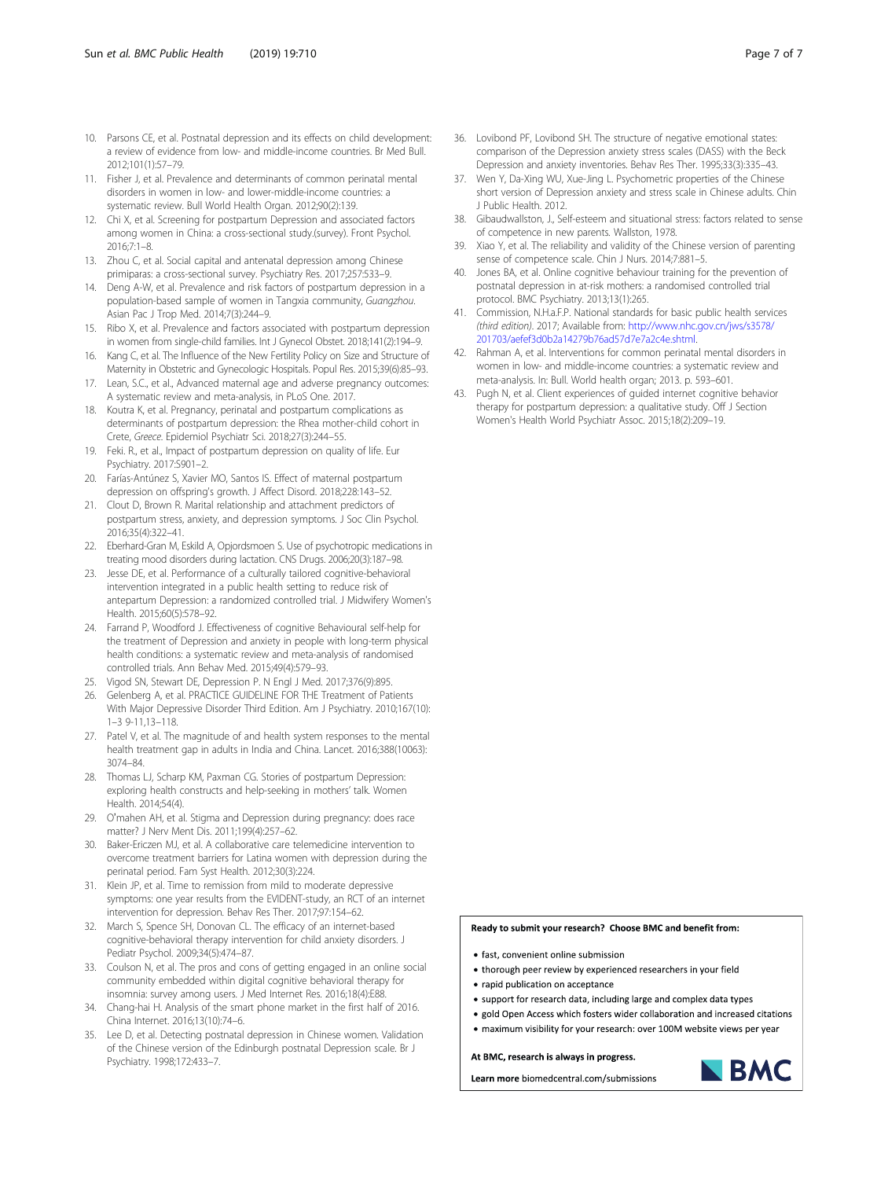10. Parsons CE, et al. Postnatal depression and its effects on child development: a review of evidence from low- and middle-income countries. Br Med Bull. 2012;101(1):57–79.
11. Fisher J, et al. Prevalence and determinants of common perinatal mental disorders in women in low- and lower-middle-income countries: a systematic review. Bull World Health Organ. 2012;90(2):139.
12. Chi X, et al. Screening for postpartum Depression and associated factors among women in China: a cross-sectional study.(survey). Front Psychol. 2016;7:1–8.
13. Zhou C, et al. Social capital and antenatal depression among Chinese primiparas: a cross-sectional survey. Psychiatry Res. 2017;257:533–9.
14. Deng A-W, et al. Prevalence and risk factors of postpartum depression in a population-based sample of women in Tangxia community, *Guangzhou*. Asian Pac J Trop Med. 2014;7(3):244–9.
15. Ribo X, et al. Prevalence and factors associated with postpartum depression in women from single-child families. Int J Gynecol Obstet. 2018;141(2):194–9.
16. Kang C, et al. The Influence of the New Fertility Policy on Size and Structure of Maternity in Obstetric and Gynecologic Hospitals. Popul Res. 2015;39(6):85–93.
17. Lean, S.C., et al., Advanced maternal age and adverse pregnancy outcomes: A systematic review and meta-analysis, in PLoS One. 2017.
18. Koutra K, et al. Pregnancy, perinatal and postpartum complications as determinants of postpartum depression: the Rhea mother-child cohort in Crete, *Greece*. Epidemiol Psychiatr Sci. 2018;27(3):244–55.
19. Feki. R., et al., Impact of postpartum depression on quality of life. Eur Psychiatry. 2017:S901–2.
20. Farías-Antúnez S, Xavier MO, Santos IS. Effect of maternal postpartum depression on offspring's growth. J Affect Disord. 2018;228:143–52.
21. Clout D, Brown R. Marital relationship and attachment predictors of postpartum stress, anxiety, and depression symptoms. J Soc Clin Psychol. 2016;35(4):322–41.
22. Eberhard-Gran M, Eskild A, Opjordsmoen S. Use of psychotropic medications in treating mood disorders during lactation. CNS Drugs. 2006;20(3):187–98.
23. Jesse DE, et al. Performance of a culturally tailored cognitive-behavioral intervention integrated in a public health setting to reduce risk of antepartum Depression: a randomized controlled trial. J Midwifery Women's Health. 2015;60(5):578–92.
24. Farrand P, Woodford J. Effectiveness of cognitive Behavioural self-help for the treatment of Depression and anxiety in people with long-term physical health conditions: a systematic review and meta-analysis of randomised controlled trials. Ann Behav Med. 2015;49(4):579–93.
25. Vigod SN, Stewart DE, Depression P. N Engl J Med. 2017;376(9):895.
26. Gelenberg A, et al. PRACTICE GUIDELINE FOR THE Treatment of Patients With Major Depressive Disorder Third Edition. Am J Psychiatry. 2010;167(10): 1–3 9-11,13–118.
27. Patel V, et al. The magnitude of and health system responses to the mental health treatment gap in adults in India and China. Lancet. 2016;388(10063): 3074–84.
28. Thomas LJ, Scharp KM, Paxman CG. Stories of postpartum Depression: exploring health constructs and help-seeking in mothers' talk. Women Health. 2014;54(4).
29. O'mahen AH, et al. Stigma and Depression during pregnancy: does race matter? J Nerv Ment Dis. 2011;199(4):257–62.
30. Baker-Ericzen MJ, et al. A collaborative care telemedicine intervention to overcome treatment barriers for Latina women with depression during the perinatal period. Fam Syst Health. 2012;30(3):224.
31. Klein JP, et al. Time to remission from mild to moderate depressive symptoms: one year results from the EVIDENT-study, an RCT of an internet intervention for depression. Behav Res Ther. 2017;97:154–62.
32. March S, Spence SH, Donovan CL. The efficacy of an internet-based cognitive-behavioral therapy intervention for child anxiety disorders. J Pediatr Psychol. 2009;34(5):474–87.
33. Coulson N, et al. The pros and cons of getting engaged in an online social community embedded within digital cognitive behavioral therapy for insomnia: survey among users. J Med Internet Res. 2016;18(4):E88.
34. Chang-hai H. Analysis of the smart phone market in the first half of 2016. China Internet. 2016;13(10):74–6.
35. Lee D, et al. Detecting postnatal depression in Chinese women. Validation of the Chinese version of the Edinburgh postnatal Depression scale. Br J Psychiatry. 1998;172:433–7.
36. Lovibond PF, Lovibond SH. The structure of negative emotional states: comparison of the Depression anxiety stress scales (DASS) with the Beck Depression and anxiety inventories. Behav Res Ther. 1995;33(3):335–43.
37. Wen Y, Da-Xing WU, Xue-Jing L. Psychometric properties of the Chinese short version of Depression anxiety and stress scale in Chinese adults. Chin J Public Health. 2012.
38. Gibaudwallston, J., Self-esteem and situational stress: factors related to sense of competence in new parents. Wallston, 1978.
39. Xiao Y, et al. The reliability and validity of the Chinese version of parenting sense of competence scale. Chin J Nurs. 2014;7:881–5.
40. Jones BA, et al. Online cognitive behaviour training for the prevention of postnatal depression in at-risk mothers: a randomised controlled trial protocol. BMC Psychiatry. 2013;13(1):265.
41. Commission, N.H.a.F.P. National standards for basic public health services *(third edition)*. 2017; Available from: http://www.nhc.gov.cn/jws/s3578/201703/aefef3d0b2a14279b76ad57d7e7a2c4e.shtml.
42. Rahman A, et al. Interventions for common perinatal mental disorders in women in low- and middle-income countries: a systematic review and meta-analysis. In: Bull. World health organ; 2013. p. 593–601.
43. Pugh N, et al. Client experiences of guided internet cognitive behavior therapy for postpartum depression: a qualitative study. Off J Section Women's Health World Psychiatr Assoc. 2015;18(2):209–19.

**Ready to submit your research? Choose BMC and benefit from:**

- fast, convenient online submission
- thorough peer review by experienced researchers in your field
- rapid publication on acceptance
- support for research data, including large and complex data types
- gold Open Access which fosters wider collaboration and increased citations
- maximum visibility for your research: over 100M website views per year

**At BMC, research is always in progress.**

**Learn more** biomedcentral.com/submissions

BMC